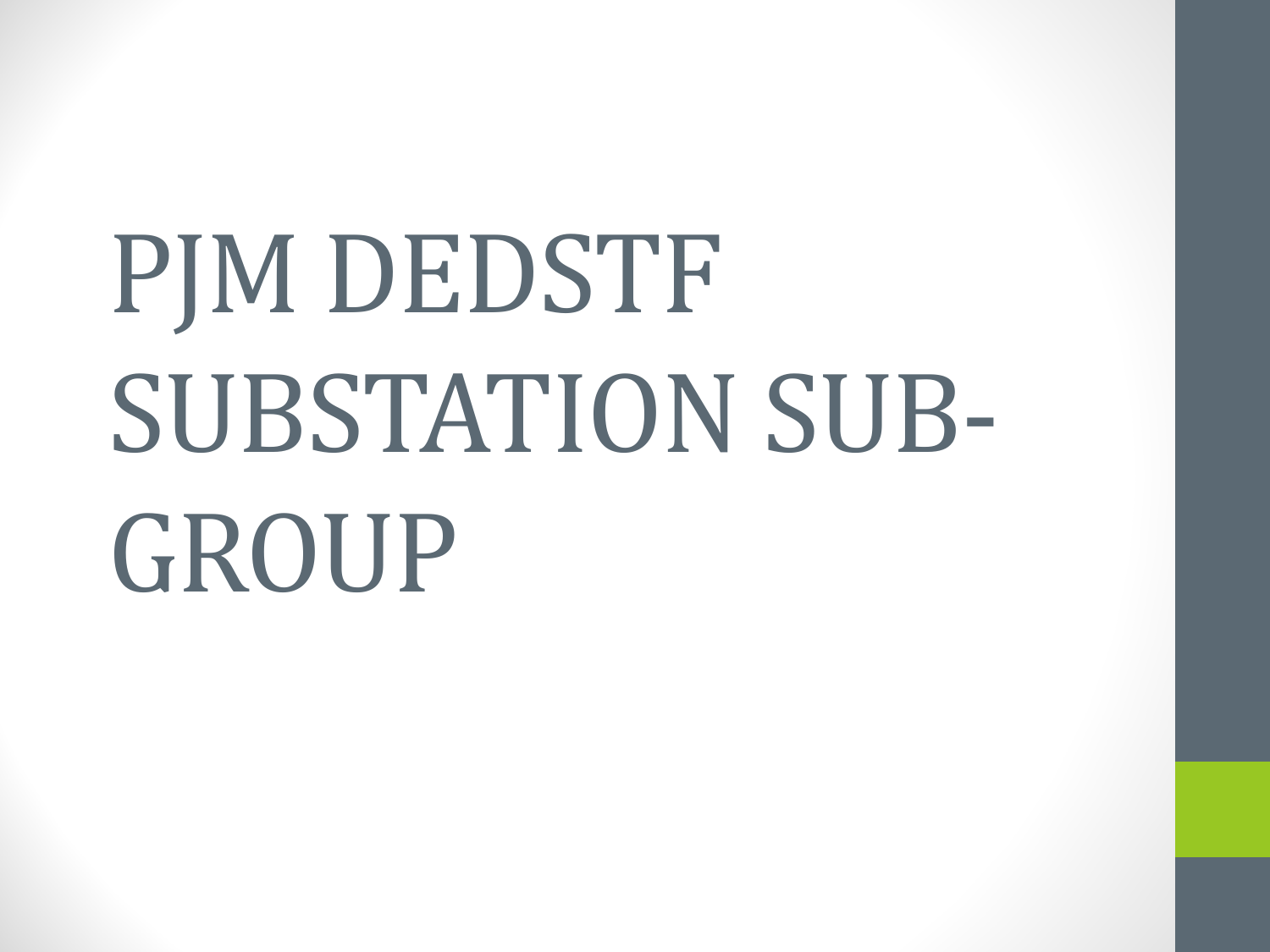# PJM DEDSTF SUBSTATION SUB-GROUP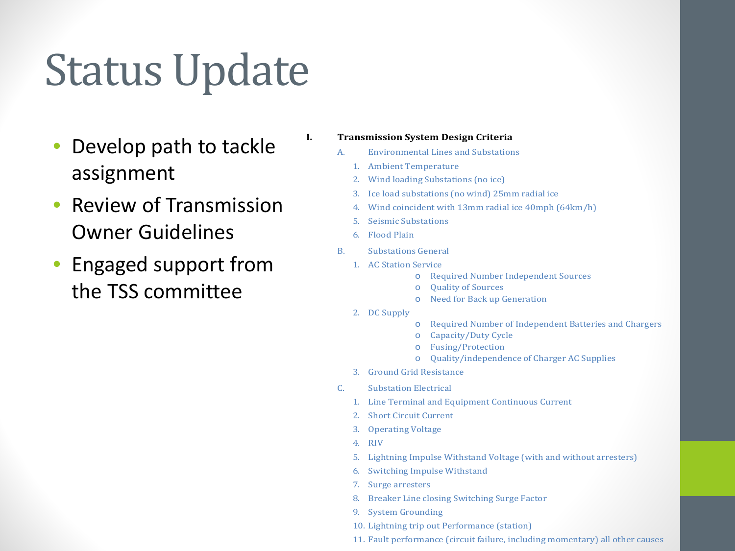# Status Update

- Develop path to tackle assignment
- Review of Transmission Owner Guidelines
- Engaged support from the TSS committee

**I. Transmission System Design Criteria**

A. Environmental Lines and Substations

1. Ambient Temperature
2. Wind loading Substations (no ice)
3. Ice load substations (no wind) 25mm radial ice
4. Wind coincident with 13mm radial ice 40mph (64km/h)
5. Seismic Substations
6. Flood Plain

B. Substations General

1. AC Station Service
   - Required Number Independent Sources
   - Quality of Sources
   - Need for Back up Generation
2. DC Supply
   - Required Number of Independent Batteries and Chargers
   - Capacity/Duty Cycle
   - Fusing/Protection
   - Quality/independence of Charger AC Supplies
3. Ground Grid Resistance

C. Substation Electrical

1. Line Terminal and Equipment Continuous Current
2. Short Circuit Current
3. Operating Voltage
4. RIV
5. Lightning Impulse Withstand Voltage (with and without arresters)
6. Switching Impulse Withstand
7. Surge arresters
8. Breaker Line closing Switching Surge Factor
9. System Grounding
10. Lightning trip out Performance (station)
11. Fault performance (circuit failure, including momentary) all other causes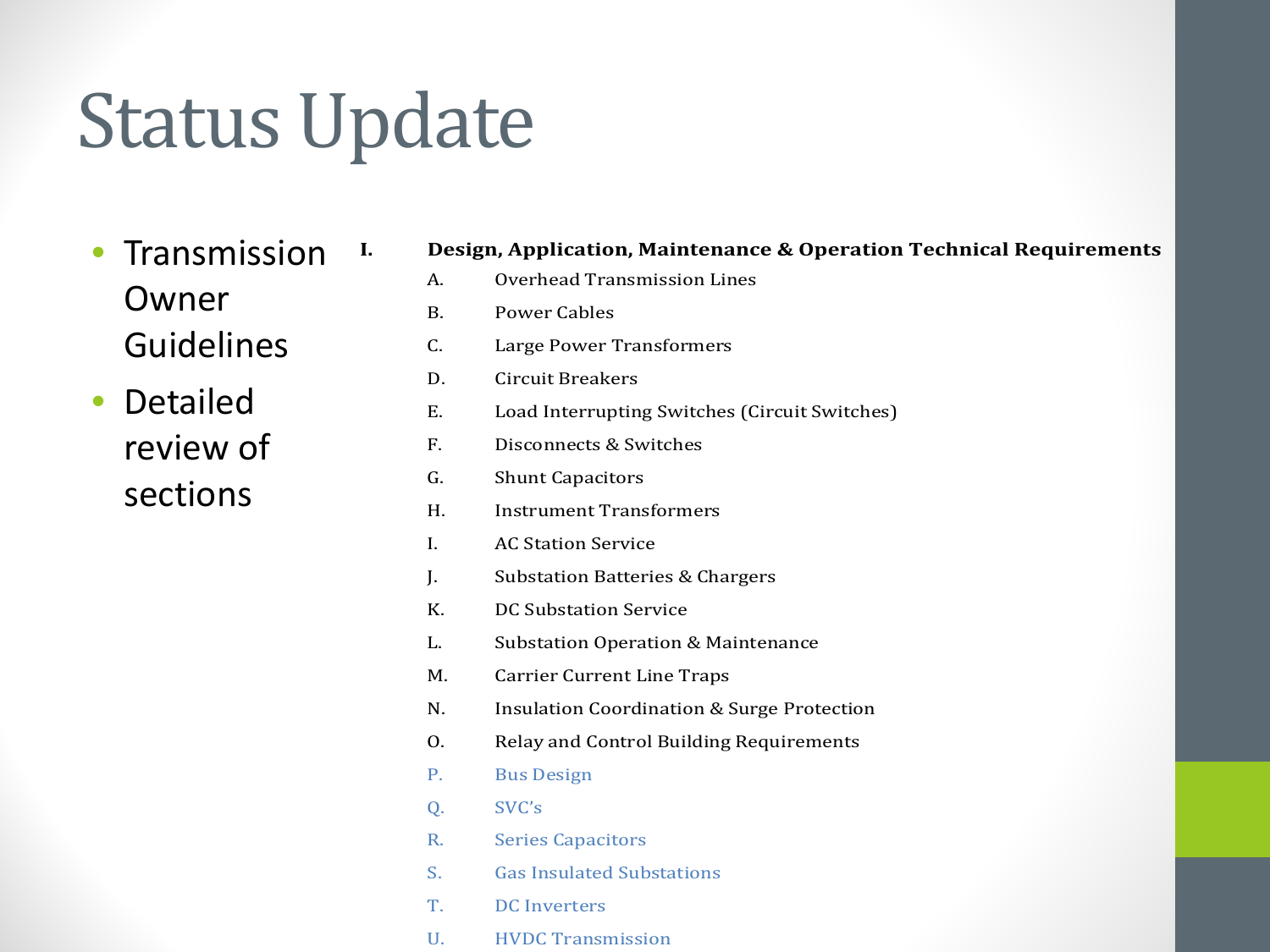# Status Update

- Transmission Owner Guidelines
- Detailed review of sections

**I. Design, Application, Maintenance & Operation Technical Requirements**

A. Overhead Transmission Lines
B. Power Cables
C. Large Power Transformers
D. Circuit Breakers
E. Load Interrupting Switches (Circuit Switches)
F. Disconnects & Switches
G. Shunt Capacitors
H. Instrument Transformers
I. AC Station Service
J. Substation Batteries & Chargers
K. DC Substation Service
L. Substation Operation & Maintenance
M. Carrier Current Line Traps
N. Insulation Coordination & Surge Protection
O. Relay and Control Building Requirements
P. Bus Design
Q. SVC's
R. Series Capacitors
S. Gas Insulated Substations
T. DC Inverters
U. HVDC Transmission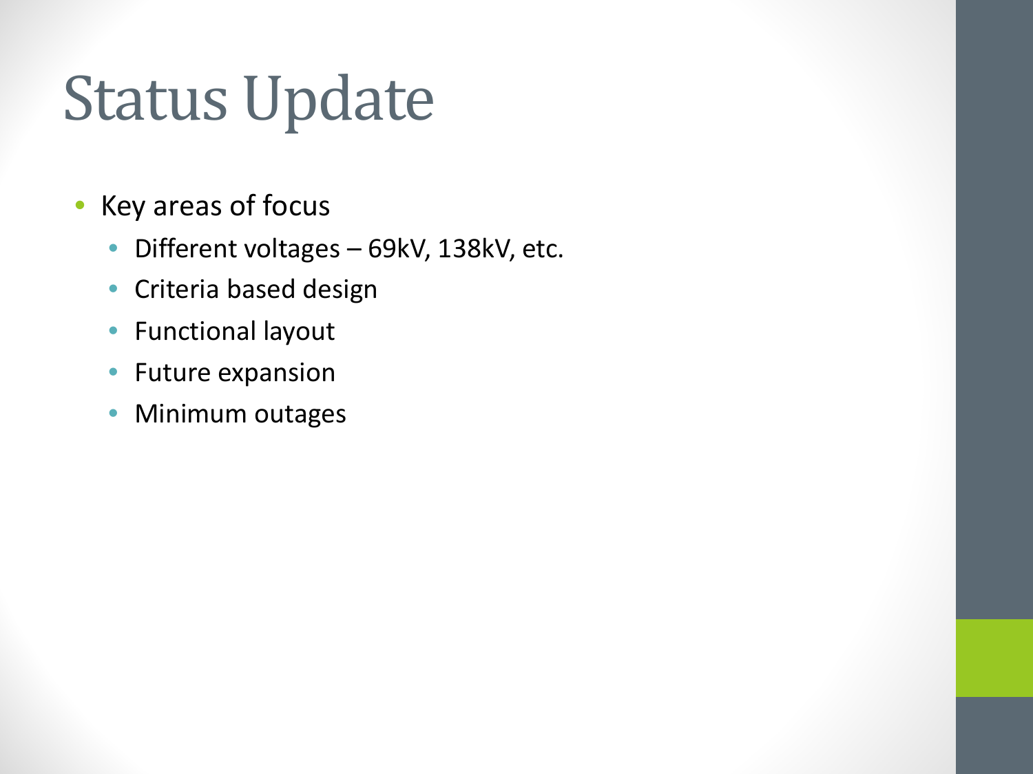# Status Update

- Key areas of focus
  - Different voltages – 69kV, 138kV, etc.
  - Criteria based design
  - Functional layout
  - Future expansion
  - Minimum outages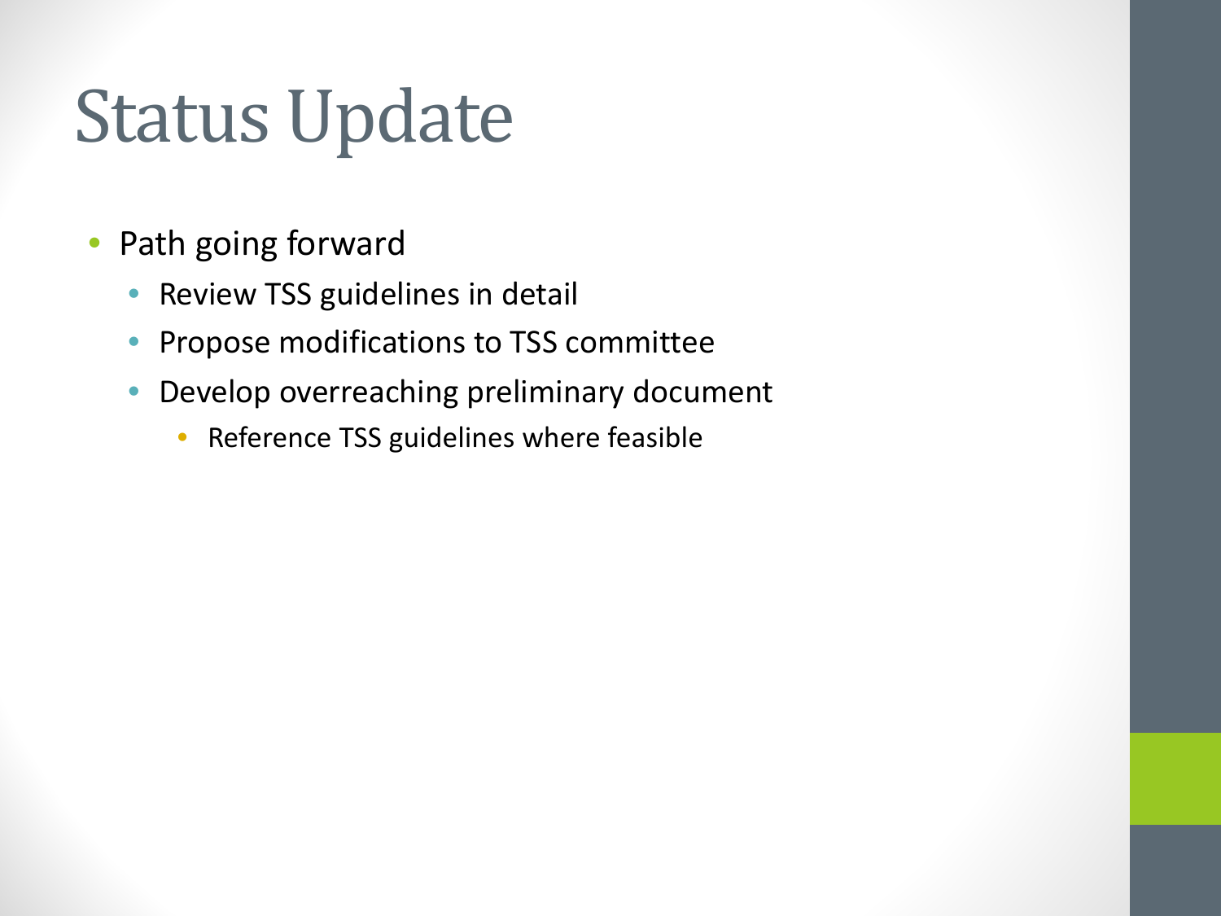# Status Update

- Path going forward
  - Review TSS guidelines in detail
  - Propose modifications to TSS committee
  - Develop overreaching preliminary document
    - Reference TSS guidelines where feasible